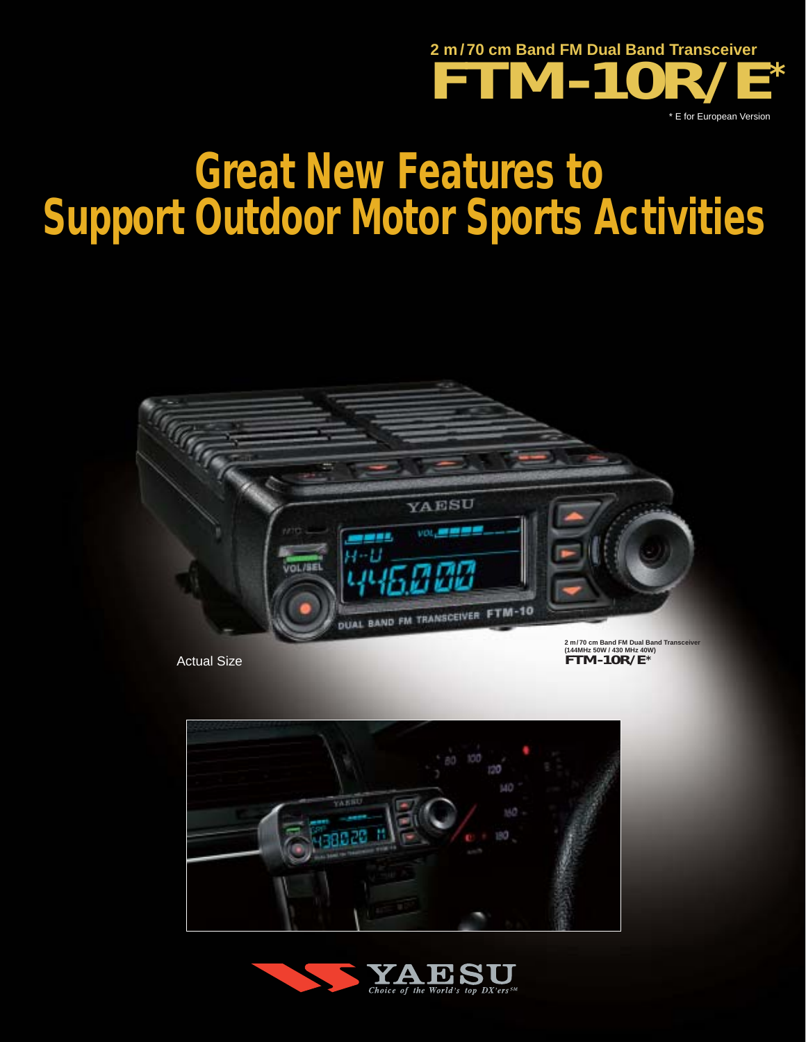2 m/70 cm Band FM Dual Band Transceiver

# FTM-10R/E*

* E for European Version

# Great New Features to Support Outdoor Motor Sports Activities

Actual Size

2 m/70 cm Band FM Dual Band Transceiver
(144MHz 50W / 430 MHz 40W)
**FTM-10R/E***

YAESU
*Choice of the World's top DX'ers℠*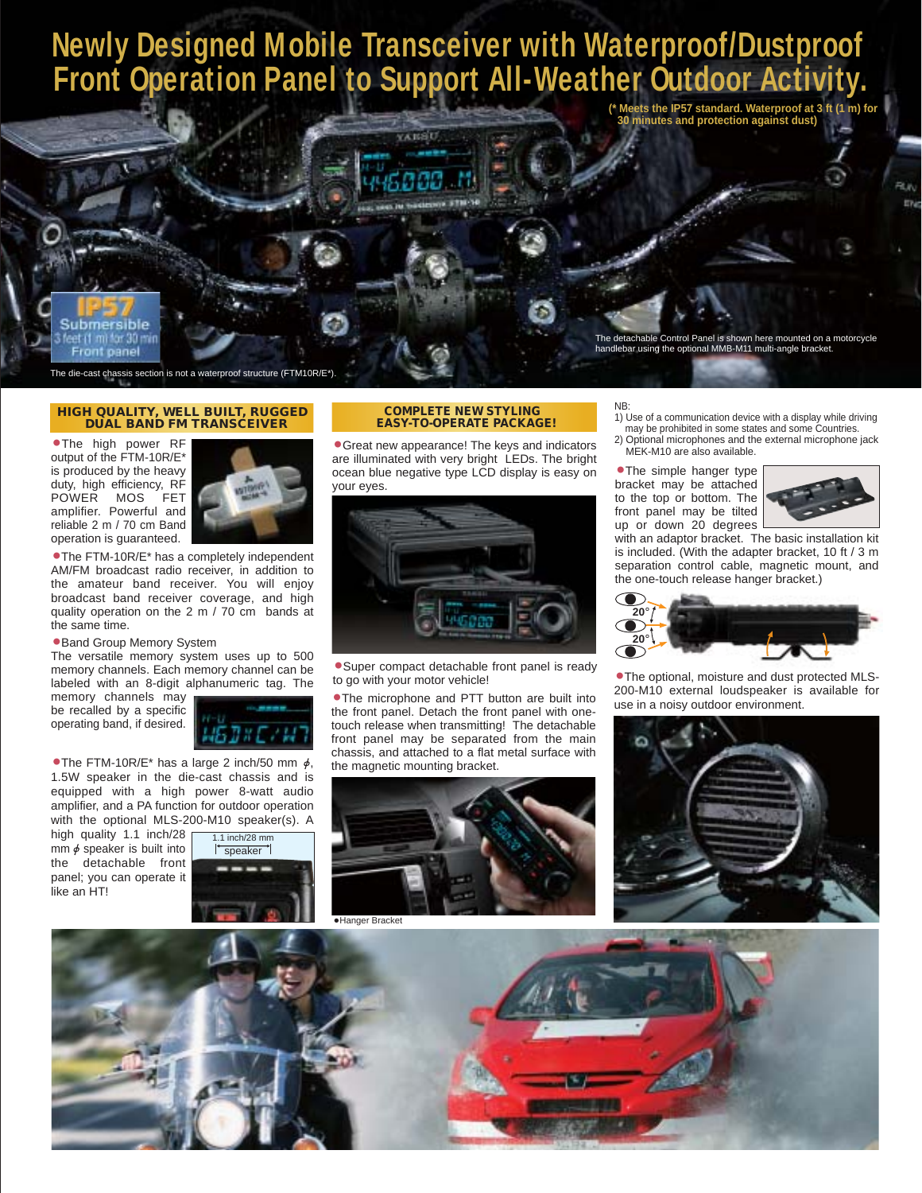# Newly Designed Mobile Transceiver with Waterproof/Dustproof Front Operation Panel to Support All-Weather Outdoor Activity.

(* Meets the IP57 standard. Waterproof at 3 ft (1 m) for 30 minutes and protection against dust)

IP57 Submersible 3 feet (1 m) for 30 min Front panel

The detachable Control Panel is shown here mounted on a motorcycle handlebar using the optional MMB-M11 multi-angle bracket.

The die-cast chassis section is not a waterproof structure (FTM10R/E*).

## HIGH QUALITY, WELL BUILT, RUGGED DUAL BAND FM TRANSCEIVER

- The high power RF output of the FTM-10R/E* is produced by the heavy duty, high efficiency, RF POWER MOS FET amplifier. Powerful and reliable 2 m / 70 cm Band operation is guaranteed.
- The FTM-10R/E* has a completely independent AM/FM broadcast radio receiver, in addition to the amateur band receiver. You will enjoy broadcast band receiver coverage, and high quality operation on the 2 m / 70 cm bands at the same time.
- Band Group Memory System
  The versatile memory system uses up to 500 memory channels. Each memory channel can be labeled with an 8-digit alphanumeric tag. The memory channels may be recalled by a specific operating band, if desired.
- The FTM-10R/E* has a large 2 inch/50 mm ϕ, 1.5W speaker in the die-cast chassis and is equipped with a high power 8-watt audio amplifier, and a PA function for outdoor operation with the optional MLS-200-M10 speaker(s). A high quality 1.1 inch/28 mm ϕ speaker is built into the detachable front panel; you can operate it like an HT!

1.1 inch/28 mm speaker

## COMPLETE NEW STYLING EASY-TO-OPERATE PACKAGE!

- Great new appearance! The keys and indicators are illuminated with very bright LEDs. The bright ocean blue negative type LCD display is easy on your eyes.
- Super compact detachable front panel is ready to go with your motor vehicle!
- The microphone and PTT button are built into the front panel. Detach the front panel with one-touch release when transmitting! The detachable front panel may be separated from the main chassis, and attached to a flat metal surface with the magnetic mounting bracket.

• Hanger Bracket

NB:
1) Use of a communication device with a display while driving may be prohibited in some states and some Countries.
2) Optional microphones and the external microphone jack MEK-M10 are also available.

- The simple hanger type bracket may be attached to the top or bottom. The front panel may be tilted up or down 20 degrees with an adaptor bracket. The basic installation kit is included. (With the adapter bracket, 10 ft / 3 m separation control cable, magnetic mount, and the one-touch release hanger bracket.)

20°
20°

- The optional, moisture and dust protected MLS-200-M10 external loudspeaker is available for use in a noisy outdoor environment.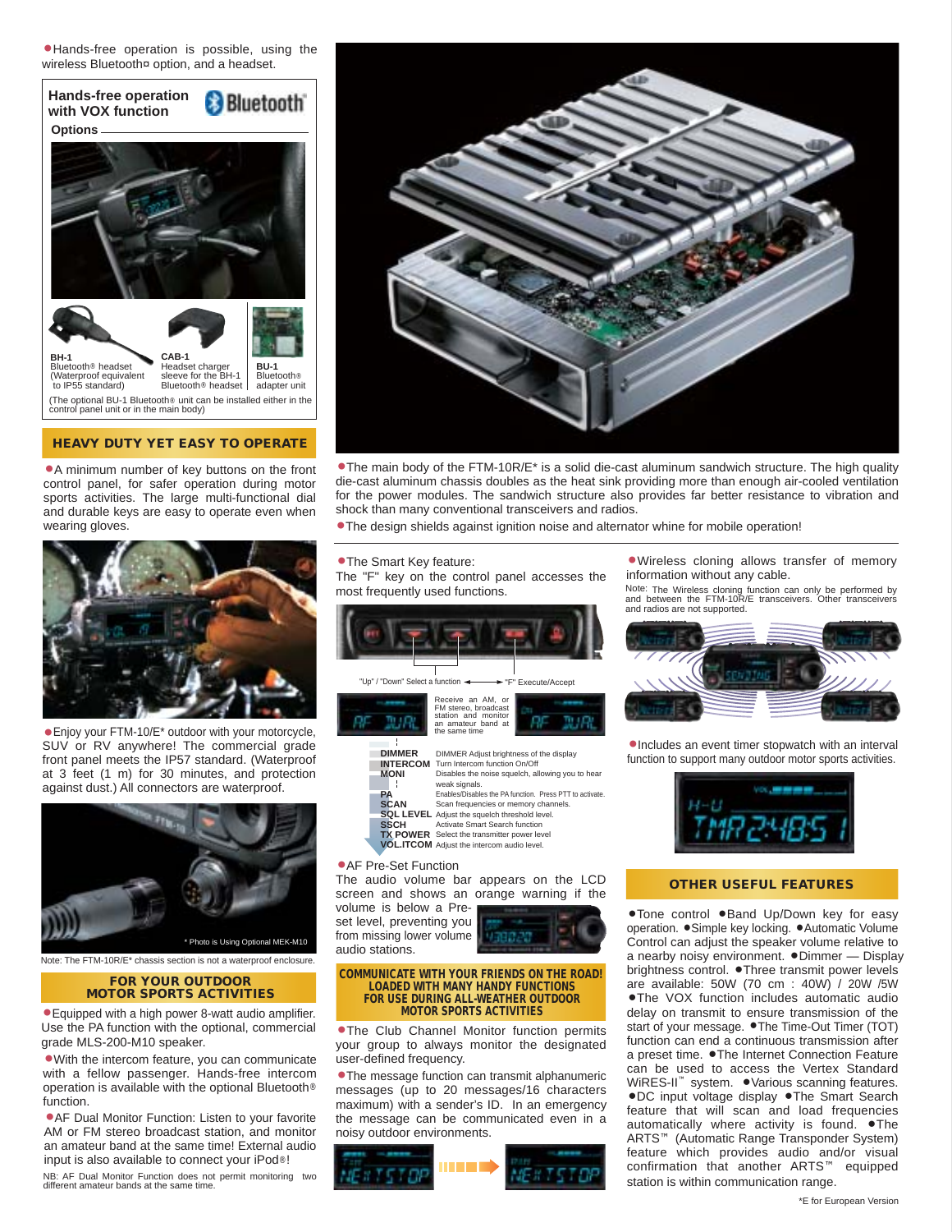●Hands-free operation is possible, using the wireless Bluetooth® option, and a headset.

**Hands-free operation with VOX function**

**Options**

**BH-1**
Bluetooth® headset
(Waterproof equivalent to IP55 standard)

**CAB-1**
Headset charger sleeve for the BH-1 Bluetooth® headset

**BU-1**
Bluetooth® adapter unit

(The optional BU-1 Bluetooth® unit can be installed either in the control panel unit or in the main body)

## HEAVY DUTY YET EASY TO OPERATE

●A minimum number of key buttons on the front control panel, for safer operation during motor sports activities. The large multi-functional dial and durable keys are easy to operate even when wearing gloves.

●Enjoy your FTM-10/E* outdoor with your motorcycle, SUV or RV anywhere! The commercial grade front panel meets the IP57 standard. (Waterproof at 3 feet (1 m) for 30 minutes, and protection against dust.) All connectors are waterproof.

* Photo is Using Optional MEK-M10

Note: The FTM-10R/E* chassis section is not a waterproof enclosure.

## FOR YOUR OUTDOOR MOTOR SPORTS ACTIVITIES

●Equipped with a high power 8-watt audio amplifier. Use the PA function with the optional, commercial grade MLS-200-M10 speaker.

●With the intercom feature, you can communicate with a fellow passenger. Hands-free intercom operation is available with the optional Bluetooth® function.

●AF Dual Monitor Function: Listen to your favorite AM or FM stereo broadcast station, and monitor an amateur band at the same time! External audio input is also available to connect your iPod®!

NB: AF Dual Monitor Function does not permit monitoring two different amateur bands at the same time.

●The main body of the FTM-10R/E* is a solid die-cast aluminum sandwich structure. The high quality die-cast aluminum chassis doubles as the heat sink providing more than enough air-cooled ventilation for the power modules. The sandwich structure also provides far better resistance to vibration and shock than many conventional transceivers and radios.

●The design shields against ignition noise and alternator whine for mobile operation!

●The Smart Key feature:
The "F" key on the control panel accesses the most frequently used functions.

"Up" / "Down" Select a function ◄──► "F" Execute/Accept

Receive an AM, or FM stereo, broadcast station and monitor an amateur band at the same time

| | |
|---|---|
| **DIMMER** | DIMMER Adjust brightness of the display |
| **INTERCOM** | Turn Intercom function On/Off |
| **MONI** | Disables the noise squelch, allowing you to hear weak signals. |
| **PA** | Enables/Disables the PA function. Press PTT to activate. |
| **SCAN** | Scan frequencies or memory channels. |
| **SQL LEVEL** | Adjust the squelch threshold level. |
| **SSCH** | Activate Smart Search function |
| **TX POWER** | Select the transmitter power level |
| **VOL.ITCOM** | Adjust the intercom audio level. |

●AF Pre-Set Function
The audio volume bar appears on the LCD screen and shows an orange warning if the volume is below a Pre-set level, preventing you from missing lower volume audio stations.

## COMMUNICATE WITH YOUR FRIENDS ON THE ROAD! LOADED WITH MANY HANDY FUNCTIONS FOR USE DURING ALL-WEATHER OUTDOOR MOTOR SPORTS ACTIVITIES

●The Club Channel Monitor function permits your group to always monitor the designated user-defined frequency.

●The message function can transmit alphanumeric messages (up to 20 messages/16 characters maximum) with a sender's ID. In an emergency the message can be communicated even in a noisy outdoor environments.

●Wireless cloning allows transfer of memory information without any cable.

Note: The Wireless cloning function can only be performed by and between the FTM-10R/E transceivers. Other transceivers and radios are not supported.

●Includes an event timer stopwatch with an interval function to support many outdoor motor sports activities.

## OTHER USEFUL FEATURES

●Tone control ●Band Up/Down key for easy operation. ●Simple key locking. ●Automatic Volume Control can adjust the speaker volume relative to a nearby noisy environment. ●Dimmer — Display brightness control. ●Three transmit power levels are available: 50W (70 cm : 40W) / 20W /5W ●The VOX function includes automatic audio delay on transmit to ensure transmission of the start of your message. ●The Time-Out Timer (TOT) function can end a continuous transmission after a preset time. ●The Internet Connection Feature can be used to access the Vertex Standard WiRES-II™ system. ●Various scanning features. ●DC input voltage display ●The Smart Search feature that will scan and load frequencies automatically where activity is found. ●The ARTS™ (Automatic Range Transponder System) feature which provides audio and/or visual confirmation that another ARTS™ equipped station is within communication range.

*E for European Version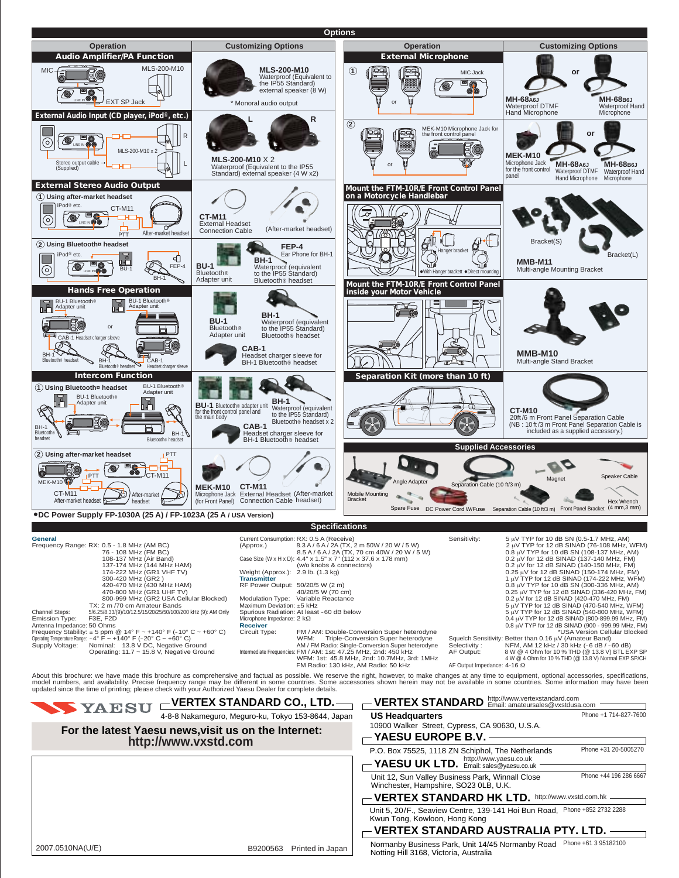# Options

## Operation / Customizing Options

### Audio Amplifier/PA Function

MIC
MLS-200-M10
EXT SP Jack

**MLS-200-M10**
Waterproof (Equivalent to the IP55 Standard) external speaker (8 W)

* Monoral audio output

### External Audio Input (CD player, iPod®, etc.)

MLS-200-M10 x 2
Stereo output cable → (Supplied)
R
L

**MLS-200-M10** X 2
Waterproof (Equivalent to the IP55 Standard) external speaker (4 W x2)

### External Stereo Audio Output

① Using after-market headset

iPod® etc.
CT-M11
PTT
After-market headset

**CT-M11**
External Headset Connection Cable
(After-market headset)

② Using Bluetooth® headset

iPod® etc.
BU-1
FEP-4
BH-1

**FEP-4**
Ear Phone for BH-1

**BU-1**
Bluetooth® Adapter unit

**BH-1**
Waterproof (equivalent to the IP55 Standard) Bluetooth® headset

### Hands Free Operation

BU-1 Bluetooth® Adapter unit
or
CAB-1 Headset charger sleeve
BH-1 Bluetooth® headset
CAB-1 Headset charger sleeve

**BU-1**
Bluetooth® Adapter unit

**BH-1**
Waterproof (equivalent to the IP55 Standard) Bluetooth® headset

**CAB-1**
Headset charger sleeve for BH-1 Bluetooth® headset

### Intercom Function

① Using Bluetooth® headset

BU-1 Bluetooth® Adapter unit
BH-1 Bluetooth® headset

**BU-1** Bluetooth® adapter unit for the front control panel and the main body

**BH-1**
Waterproof (equivalent to the IP55 Standard) Bluetooth® headset x 2

**CAB-1**
Headset charger sleeve for BH-1 Bluetooth® headset

② Using after-market headset

PTT
MEK-M10
CT-M11
After-market headset

**MEK-M10**
Microphone Jack (for Front Panel)

**CT-M11**
External Headset Connection Cable

(After-market headset)

### External Microphone

①
or
MIC Jack

**MH-68A6J**
Waterproof DTMF Hand Microphone

or

**MH-68B6J**
Waterproof Hand Microphone

②
MEK-M10 Microphone Jack for the front control panel
or

**MEK-M10**
Microphone Jack for the front control panel

**MH-68A6J**
Waterproof DTMF Hand Microphone

or

**MH-68B6J**
Waterproof Hand Microphone

### Mount the FTM-10R/E Front Control Panel on a Motorcycle Handlebar

Hanger bracket
●With Hanger bracket ●Direct mounting

Bracket(S)
Bracket(L)

**MMB-M11**
Multi-angle Mounting Bracket

### Mount the FTM-10R/E Front Control Panel inside your Motor Vehicle

**MMB-M10**
Multi-angle Stand Bracket

### Separation Kit (more than 10 ft)

**CT-M10**
20ft/6 m Front Panel Separation Cable
(NB : 10 ft/3 m Front Panel Separation Cable is included as a supplied accessory.)

### Supplied Accessories

Angle Adapter
Separation Cable (10 ft/3 m)
Magnet
Speaker Cable
Mobile Mounting Bracket
Spare Fuse
DC Power Cord W/Fuse
Separation Cable (10 ft/3 m)
Front Panel Bracket
Hex Wrench (4 mm,3 mm)

●**DC Power Supply FP-1030A (25 A) / FP-1023A (25 A / USA Version)**

# Specifications

**General**

Frequency Range: RX: 0.5 - 1.8 MHz (AM BC)
76 - 108 MHz (FM BC)
108-137 MHz (Air Band)
137-174 MHz (144 MHz HAM)
174-222 MHz (GR1 VHF TV)
300-420 MHz (GR2 )
420-470 MHz (430 MHz HAM)
470-800 MHz (GR1 UHF TV)
800-999 MHz (GR2 USA Cellular Blocked)
TX: 2 m /70 cm Amateur Bands

Channel Steps: 5/6.25/8.33/(9)/10/12.5/15/20/25/50/100/200 kHz (9): AM Only
Emission Type: F3E, F2D
Antenna Impedance: 50 Ohms
Frequency Stability: ± 5 ppm @ 14° F ~ +140° F (-10° C ~ +60° C)
Operating Temperature Range: -4° F ~ +140° F (-20° C ~ +60° C)
Supply Voltage: Nominal: 13.8 V DC, Negative Ground
Operating: 11.7 ~ 15.8 V, Negative Ground

Current Consumption: RX: 0.5 A (Receive)
(Approx.) 8.3 A / 6 A / 2A (TX, 2 m 50W / 20 W / 5 W)
8.5 A / 6 A / 2A (TX, 70 cm 40W / 20 W / 5 W)
Case Size (W x H x D): 4.4" x 1.5" x 7" (112 x 37.6 x 178 mm) (w/o knobs & connectors)
Weight (Approx.): 2.9 lb. (1.3 kg)

**Transmitter**

RF Power Output: 50/20/5 W (2 m)
40/20/5 W (70 cm)
Modulation Type: Variable Reactance
Spurious Radiation: At least -60 dB below
Maximum Deviation: ±5 kHz
Microphone Impedance: 2 kΩ

**Receiver**

Circuit Type: FM / AM: Double-Conversion Super heterodyne
WFM: Triple-Conversion Super heterodyne
AM / FM Radio: Single-Conversion Super heterodyne
Intermediate Frequencies: FM / AM: 1st: 47.25 MHz, 2nd: 450 kHz
WFM: 1st: 45.8 MHz, 2nd: 10.7MHz, 3rd: 1MHz
FM Radio: 130 kHz, AM Radio: 50 kHz

Sensitivity: 5 μV TYP for 10 dB SN (0.5-1.7 MHz, AM)
2 μV TYP for 12 dB SINAD (76-108 MHz, WFM)
0.8 μV TYP for 10 dB SN (108-137 MHz, AM)
0.2 μV for 12 dB SINAD (137-140 MHz, FM)
0.2 μV for 12 dB SINAD (140-150 MHz, FM)
0.25 μV for 12 dB SINAD (150-174 MHz, FM)
1 μV TYP for 12 dB SINAD (174-222 MHz, WFM)
0.8 μV TYP for 10 dB SN (300-336 MHz, AM)
0.25 μV TYP for 12 dB SINAD (336-420 MHz, FM)
0.2 μV for 12 dB SINAD (420-470 MHz, FM)
5 μV TYP for 12 dB SINAD (470-540 MHz, WFM)
5 μV TYP for 12 dB SINAD (540-800 MHz, WFM)
0.4 μV TYP for 12 dB SINAD (800-899.99 MHz, FM)
0.8 μV TYP for 12 dB SINAD (900 - 999.99 MHz, FM)
*USA Version Cellular Blocked

Squelch Sensitivity: Better than 0.16 μV (Amateur Band)
Selectivity : NFM, AM 12 kHz / 30 kHz (-6 dB / -60 dB)
AF Output: 8 W @ 4 Ohm for 10 % THD (@ 13.8 V) BTL EXP SP
4 W @ 4 Ohm for 10 % THD (@ 13.8 V) Normal EXP SP/CH
AF Output Impedance: 4-16 Ω

About this brochure: we have made this brochure as comprehensive and factual as possible. We reserve the right, however, to make changes at any time to equipment, optional accessories, specifications, model numbers, and availability. Precise frequency range may be different in some countries. Some accessories shown herein may not be available in some countries. Some information may have been updated since the time of printing; please check with your Authorized Yaesu Dealer for complete details.

YAESU

**VERTEX STANDARD CO., LTD.**
4-8-8 Nakameguro, Meguro-ku, Tokyo 153-8644, Japan

**For the latest Yaesu news,visit us on the Internet:**
**http://www.vxstd.com**

**VERTEX STANDARD** http://www.vertexstandard.com Email: amateursales@vxstdusa.com

**US Headquarters**
10900 Walker Street, Cypress, CA 90630, U.S.A. Phone +1 714-827-7600

**YAESU EUROPE B.V.**
P.O. Box 75525, 1118 ZN Schiphol, The Netherlands Phone +31 20-5005270

**YAESU UK LTD.** http://www.yaesu.co.uk Email: sales@yaesu.co.uk
Unit 12, Sun Valley Business Park, Winnall Close Winchester, Hampshire, SO23 0LB, U.K. Phone +44 196 286 6667

**VERTEX STANDARD HK LTD.** http://www.vxstd.com.hk
Unit 5, 20/F., Seaview Centre, 139-141 Hoi Bun Road, Kwun Tong, Kowloon, Hong Kong Phone +852 2732 2288

**VERTEX STANDARD AUSTRALIA PTY. LTD.**
Normanby Business Park, Unit 14/45 Normanby Road Notting Hill 3168, Victoria, Australia Phone +61 3 95182100

2007.0510NA(U/E) B9200563 Printed in Japan